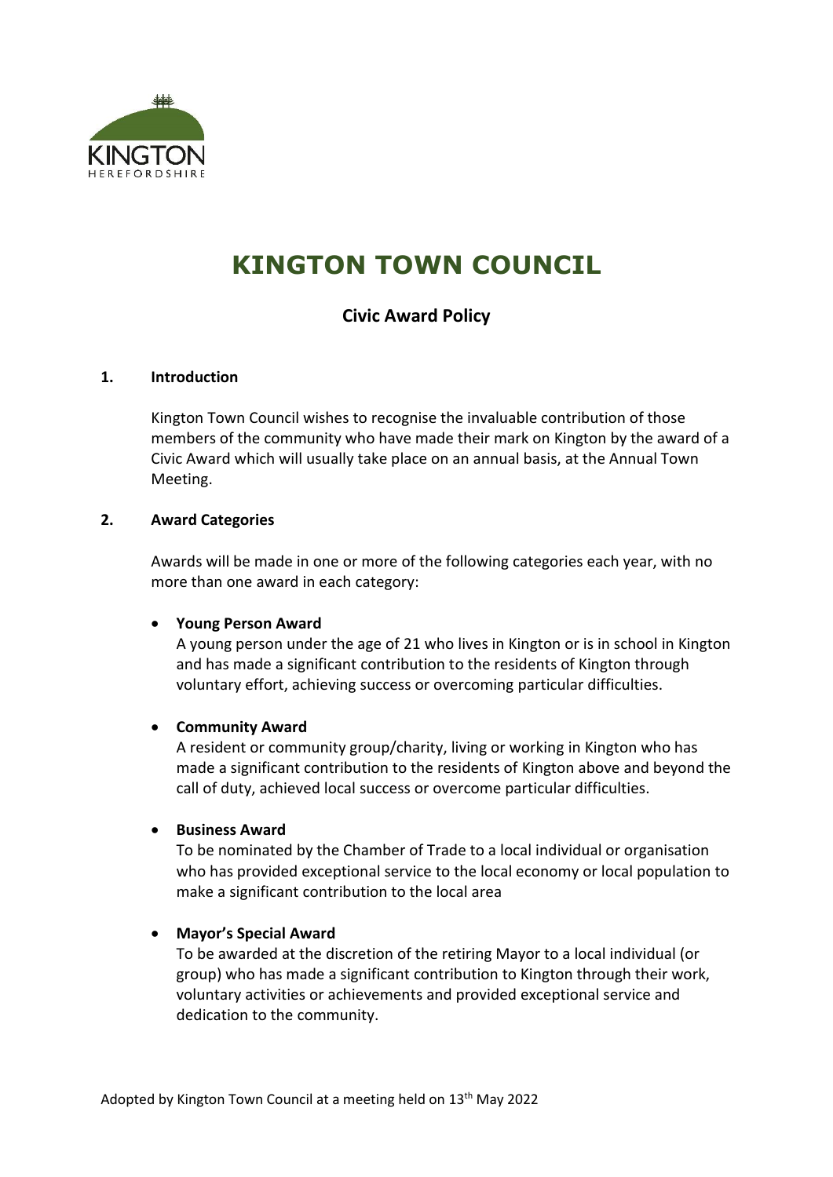KINGTON
HEREFORDSHIRE

# KINGTON TOWN COUNCIL

## Civic Award Policy

### 1. Introduction

Kington Town Council wishes to recognise the invaluable contribution of those members of the community who have made their mark on Kington by the award of a Civic Award which will usually take place on an annual basis, at the Annual Town Meeting.

### 2. Award Categories

Awards will be made in one or more of the following categories each year, with no more than one award in each category:

- **Young Person Award**
  A young person under the age of 21 who lives in Kington or is in school in Kington and has made a significant contribution to the residents of Kington through voluntary effort, achieving success or overcoming particular difficulties.

- **Community Award**
  A resident or community group/charity, living or working in Kington who has made a significant contribution to the residents of Kington above and beyond the call of duty, achieved local success or overcome particular difficulties.

- **Business Award**
  To be nominated by the Chamber of Trade to a local individual or organisation who has provided exceptional service to the local economy or local population to make a significant contribution to the local area

- **Mayor's Special Award**
  To be awarded at the discretion of the retiring Mayor to a local individual (or group) who has made a significant contribution to Kington through their work, voluntary activities or achievements and provided exceptional service and dedication to the community.

Adopted by Kington Town Council at a meeting held on 13th May 2022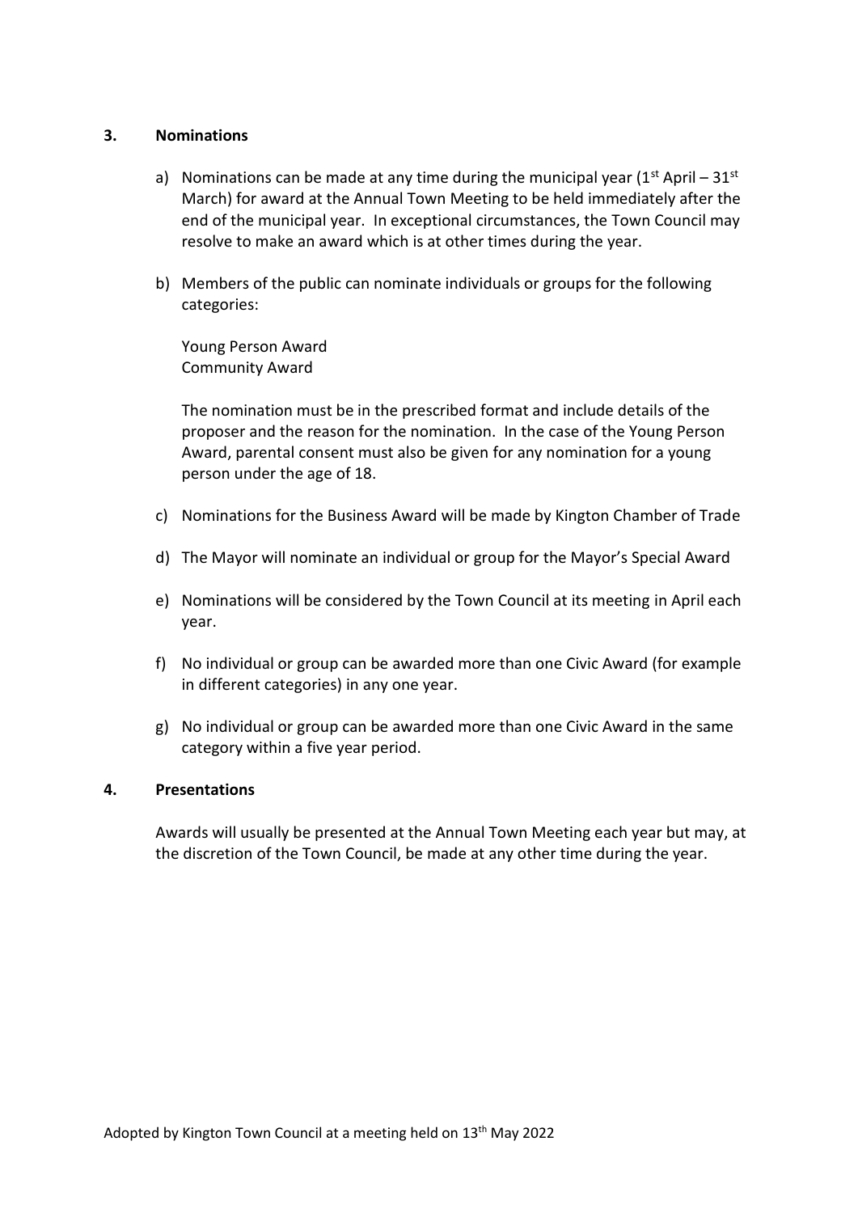## 3. Nominations

a) Nominations can be made at any time during the municipal year (1st April – 31st March) for award at the Annual Town Meeting to be held immediately after the end of the municipal year. In exceptional circumstances, the Town Council may resolve to make an award which is at other times during the year.

b) Members of the public can nominate individuals or groups for the following categories:

   Young Person Award
   Community Award

   The nomination must be in the prescribed format and include details of the proposer and the reason for the nomination. In the case of the Young Person Award, parental consent must also be given for any nomination for a young person under the age of 18.

c) Nominations for the Business Award will be made by Kington Chamber of Trade

d) The Mayor will nominate an individual or group for the Mayor's Special Award

e) Nominations will be considered by the Town Council at its meeting in April each year.

f) No individual or group can be awarded more than one Civic Award (for example in different categories) in any one year.

g) No individual or group can be awarded more than one Civic Award in the same category within a five year period.

## 4. Presentations

Awards will usually be presented at the Annual Town Meeting each year but may, at the discretion of the Town Council, be made at any other time during the year.

Adopted by Kington Town Council at a meeting held on 13th May 2022